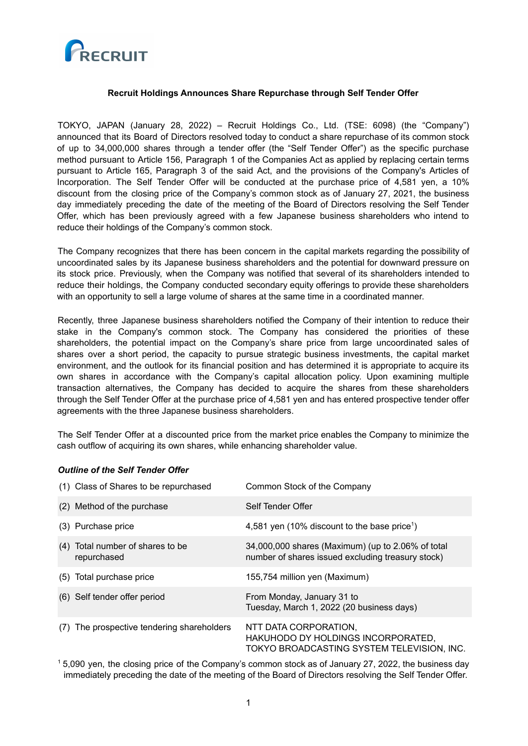RECRUIT

**Recruit Holdings Announces Share Repurchase through Self Tender Offer**

TOKYO, JAPAN (January 28, 2022) – Recruit Holdings Co., Ltd. (TSE: 6098) (the “Company”) announced that its Board of Directors resolved today to conduct a share repurchase of its common stock of up to 34,000,000 shares through a tender offer (the “Self Tender Offer”) as the specific purchase method pursuant to Article 156, Paragraph 1 of the Companies Act as applied by replacing certain terms pursuant to Article 165, Paragraph 3 of the said Act, and the provisions of the Company's Articles of Incorporation. The Self Tender Offer will be conducted at the purchase price of 4,581 yen, a 10% discount from the closing price of the Company’s common stock as of January 27, 2021, the business day immediately preceding the date of the meeting of the Board of Directors resolving the Self Tender Offer, which has been previously agreed with a few Japanese business shareholders who intend to reduce their holdings of the Company’s common stock.

The Company recognizes that there has been concern in the capital markets regarding the possibility of uncoordinated sales by its Japanese business shareholders and the potential for downward pressure on its stock price. Previously, when the Company was notified that several of its shareholders intended to reduce their holdings, the Company conducted secondary equity offerings to provide these shareholders with an opportunity to sell a large volume of shares at the same time in a coordinated manner.

Recently, three Japanese business shareholders notified the Company of their intention to reduce their stake in the Company's common stock. The Company has considered the priorities of these shareholders, the potential impact on the Company’s share price from large uncoordinated sales of shares over a short period, the capacity to pursue strategic business investments, the capital market environment, and the outlook for its financial position and has determined it is appropriate to acquire its own shares in accordance with the Company’s capital allocation policy. Upon examining multiple transaction alternatives, the Company has decided to acquire the shares from these shareholders through the Self Tender Offer at the purchase price of 4,581 yen and has entered prospective tender offer agreements with the three Japanese business shareholders.

The Self Tender Offer at a discounted price from the market price enables the Company to minimize the cash outflow of acquiring its own shares, while enhancing shareholder value.

***Outline of the Self Tender Offer***

| | |
|---|---|
| (1) Class of Shares to be repurchased | Common Stock of the Company |
| (2) Method of the purchase | Self Tender Offer |
| (3) Purchase price | 4,581 yen (10% discount to the base price[1]) |
| (4) Total number of shares to be repurchased | 34,000,000 shares (Maximum) (up to 2.06% of total number of shares issued excluding treasury stock) |
| (5) Total purchase price | 155,754 million yen (Maximum) |
| (6) Self tender offer period | From Monday, January 31 to Tuesday, March 1, 2022 (20 business days) |
| (7) The prospective tendering shareholders | NTT DATA CORPORATION, HAKUHODO DY HOLDINGS INCORPORATED, TOKYO BROADCASTING SYSTEM TELEVISION, INC. |

[1] 5,090 yen, the closing price of the Company’s common stock as of January 27, 2022, the business day immediately preceding the date of the meeting of the Board of Directors resolving the Self Tender Offer.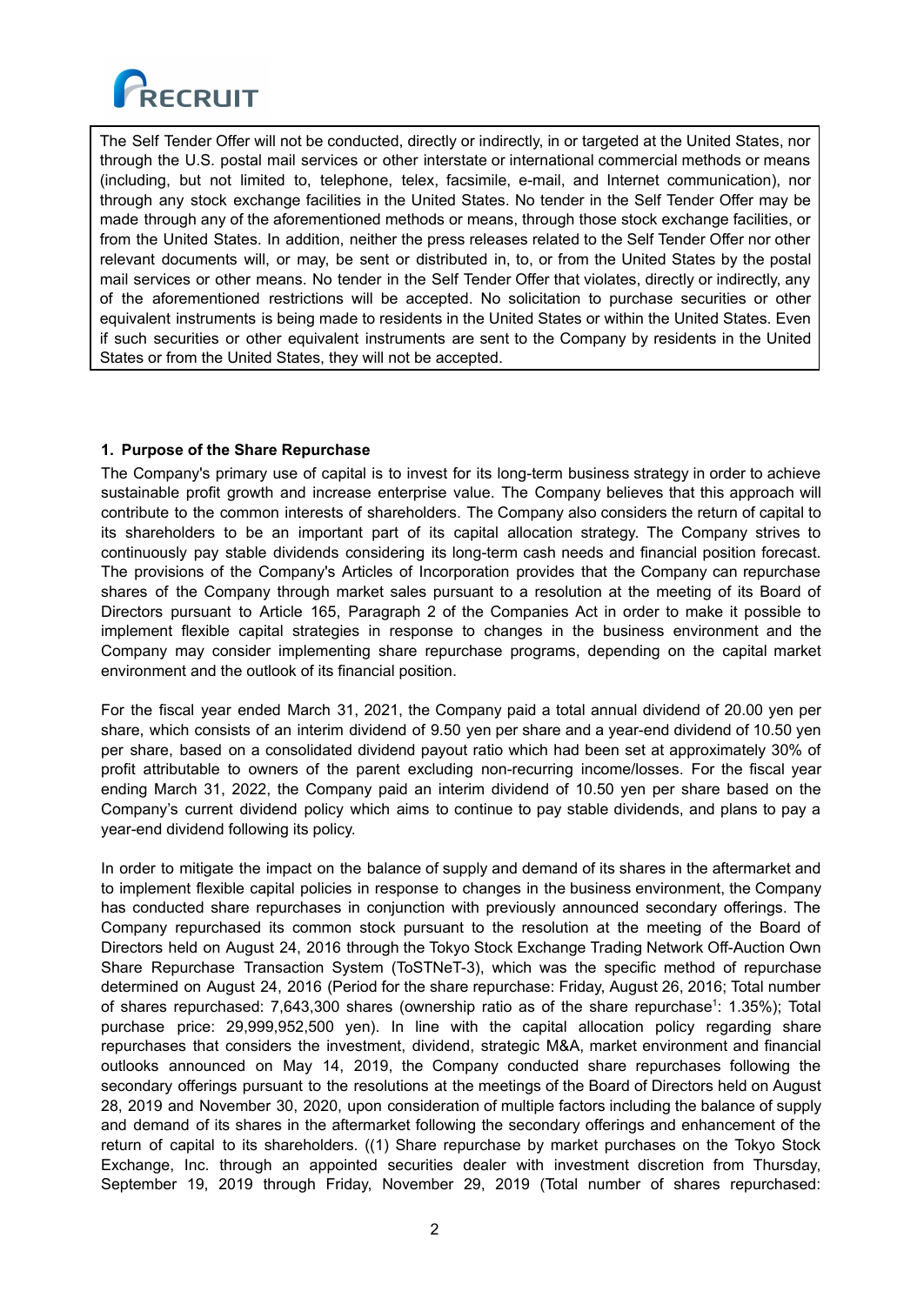The Self Tender Offer will not be conducted, directly or indirectly, in or targeted at the United States, nor through the U.S. postal mail services or other interstate or international commercial methods or means (including, but not limited to, telephone, telex, facsimile, e-mail, and Internet communication), nor through any stock exchange facilities in the United States. No tender in the Self Tender Offer may be made through any of the aforementioned methods or means, through those stock exchange facilities, or from the United States. In addition, neither the press releases related to the Self Tender Offer nor other relevant documents will, or may, be sent or distributed in, to, or from the United States by the postal mail services or other means. No tender in the Self Tender Offer that violates, directly or indirectly, any of the aforementioned restrictions will be accepted. No solicitation to purchase securities or other equivalent instruments is being made to residents in the United States or within the United States. Even if such securities or other equivalent instruments are sent to the Company by residents in the United States or from the United States, they will not be accepted.

**1. Purpose of the Share Repurchase**

The Company's primary use of capital is to invest for its long-term business strategy in order to achieve sustainable profit growth and increase enterprise value. The Company believes that this approach will contribute to the common interests of shareholders. The Company also considers the return of capital to its shareholders to be an important part of its capital allocation strategy. The Company strives to continuously pay stable dividends considering its long-term cash needs and financial position forecast. The provisions of the Company's Articles of Incorporation provides that the Company can repurchase shares of the Company through market sales pursuant to a resolution at the meeting of its Board of Directors pursuant to Article 165, Paragraph 2 of the Companies Act in order to make it possible to implement flexible capital strategies in response to changes in the business environment and the Company may consider implementing share repurchase programs, depending on the capital market environment and the outlook of its financial position.

For the fiscal year ended March 31, 2021, the Company paid a total annual dividend of 20.00 yen per share, which consists of an interim dividend of 9.50 yen per share and a year-end dividend of 10.50 yen per share, based on a consolidated dividend payout ratio which had been set at approximately 30% of profit attributable to owners of the parent excluding non-recurring income/losses. For the fiscal year ending March 31, 2022, the Company paid an interim dividend of 10.50 yen per share based on the Company's current dividend policy which aims to continue to pay stable dividends, and plans to pay a year-end dividend following its policy.

In order to mitigate the impact on the balance of supply and demand of its shares in the aftermarket and to implement flexible capital policies in response to changes in the business environment, the Company has conducted share repurchases in conjunction with previously announced secondary offerings. The Company repurchased its common stock pursuant to the resolution at the meeting of the Board of Directors held on August 24, 2016 through the Tokyo Stock Exchange Trading Network Off-Auction Own Share Repurchase Transaction System (ToSTNeT-3), which was the specific method of repurchase determined on August 24, 2016 (Period for the share repurchase: Friday, August 26, 2016; Total number of shares repurchased: 7,643,300 shares (ownership ratio as of the share repurchase[1]: 1.35%); Total purchase price: 29,999,952,500 yen). In line with the capital allocation policy regarding share repurchases that considers the investment, dividend, strategic M&A, market environment and financial outlooks announced on May 14, 2019, the Company conducted share repurchases following the secondary offerings pursuant to the resolutions at the meetings of the Board of Directors held on August 28, 2019 and November 30, 2020, upon consideration of multiple factors including the balance of supply and demand of its shares in the aftermarket following the secondary offerings and enhancement of the return of capital to its shareholders. ((1) Share repurchase by market purchases on the Tokyo Stock Exchange, Inc. through an appointed securities dealer with investment discretion from Thursday, September 19, 2019 through Friday, November 29, 2019 (Total number of shares repurchased: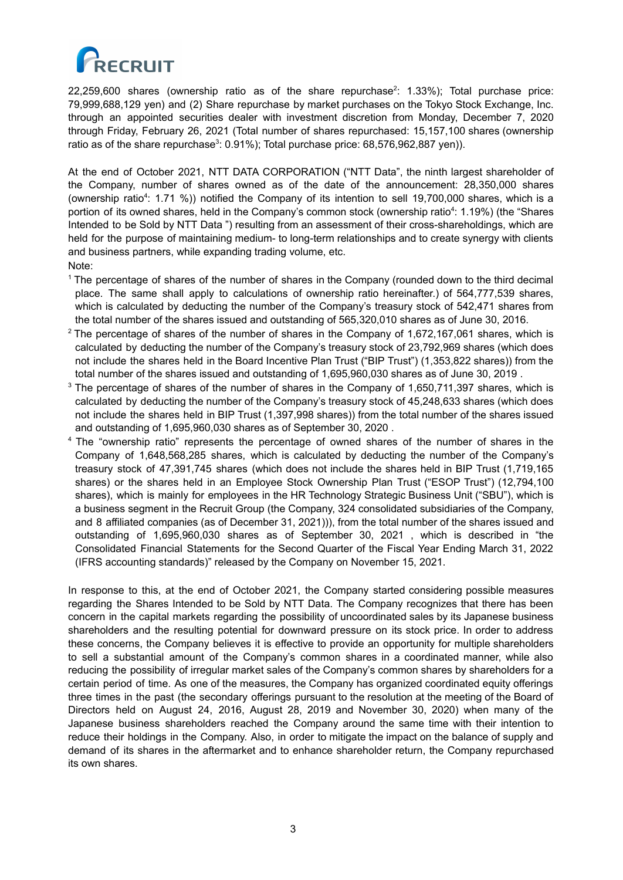22,259,600 shares (ownership ratio as of the share repurchase[2]: 1.33%); Total purchase price: 79,999,688,129 yen) and (2) Share repurchase by market purchases on the Tokyo Stock Exchange, Inc. through an appointed securities dealer with investment discretion from Monday, December 7, 2020 through Friday, February 26, 2021 (Total number of shares repurchased: 15,157,100 shares (ownership ratio as of the share repurchase[3]: 0.91%); Total purchase price: 68,576,962,887 yen)).

At the end of October 2021, NTT DATA CORPORATION ("NTT Data", the ninth largest shareholder of the Company, number of shares owned as of the date of the announcement: 28,350,000 shares (ownership ratio[4]: 1.71 %)) notified the Company of its intention to sell 19,700,000 shares, which is a portion of its owned shares, held in the Company's common stock (ownership ratio[4]: 1.19%) (the "Shares Intended to be Sold by NTT Data ") resulting from an assessment of their cross-shareholdings, which are held for the purpose of maintaining medium- to long-term relationships and to create synergy with clients and business partners, while expanding trading volume, etc.

Note:

[1] The percentage of shares of the number of shares in the Company (rounded down to the third decimal place. The same shall apply to calculations of ownership ratio hereinafter.) of 564,777,539 shares, which is calculated by deducting the number of the Company's treasury stock of 542,471 shares from the total number of the shares issued and outstanding of 565,320,010 shares as of June 30, 2016.

[2] The percentage of shares of the number of shares in the Company of 1,672,167,061 shares, which is calculated by deducting the number of the Company's treasury stock of 23,792,969 shares (which does not include the shares held in the Board Incentive Plan Trust ("BIP Trust") (1,353,822 shares)) from the total number of the shares issued and outstanding of 1,695,960,030 shares as of June 30, 2019 .

[3] The percentage of shares of the number of shares in the Company of 1,650,711,397 shares, which is calculated by deducting the number of the Company's treasury stock of 45,248,633 shares (which does not include the shares held in BIP Trust (1,397,998 shares)) from the total number of the shares issued and outstanding of 1,695,960,030 shares as of September 30, 2020 .

[4] The "ownership ratio" represents the percentage of owned shares of the number of shares in the Company of 1,648,568,285 shares, which is calculated by deducting the number of the Company's treasury stock of 47,391,745 shares (which does not include the shares held in BIP Trust (1,719,165 shares) or the shares held in an Employee Stock Ownership Plan Trust ("ESOP Trust") (12,794,100 shares), which is mainly for employees in the HR Technology Strategic Business Unit ("SBU"), which is a business segment in the Recruit Group (the Company, 324 consolidated subsidiaries of the Company, and 8 affiliated companies (as of December 31, 2021))), from the total number of the shares issued and outstanding of 1,695,960,030 shares as of September 30, 2021 , which is described in "the Consolidated Financial Statements for the Second Quarter of the Fiscal Year Ending March 31, 2022 (IFRS accounting standards)" released by the Company on November 15, 2021.

In response to this, at the end of October 2021, the Company started considering possible measures regarding the Shares Intended to be Sold by NTT Data. The Company recognizes that there has been concern in the capital markets regarding the possibility of uncoordinated sales by its Japanese business shareholders and the resulting potential for downward pressure on its stock price. In order to address these concerns, the Company believes it is effective to provide an opportunity for multiple shareholders to sell a substantial amount of the Company's common shares in a coordinated manner, while also reducing the possibility of irregular market sales of the Company's common shares by shareholders for a certain period of time. As one of the measures, the Company has organized coordinated equity offerings three times in the past (the secondary offerings pursuant to the resolution at the meeting of the Board of Directors held on August 24, 2016, August 28, 2019 and November 30, 2020) when many of the Japanese business shareholders reached the Company around the same time with their intention to reduce their holdings in the Company. Also, in order to mitigate the impact on the balance of supply and demand of its shares in the aftermarket and to enhance shareholder return, the Company repurchased its own shares.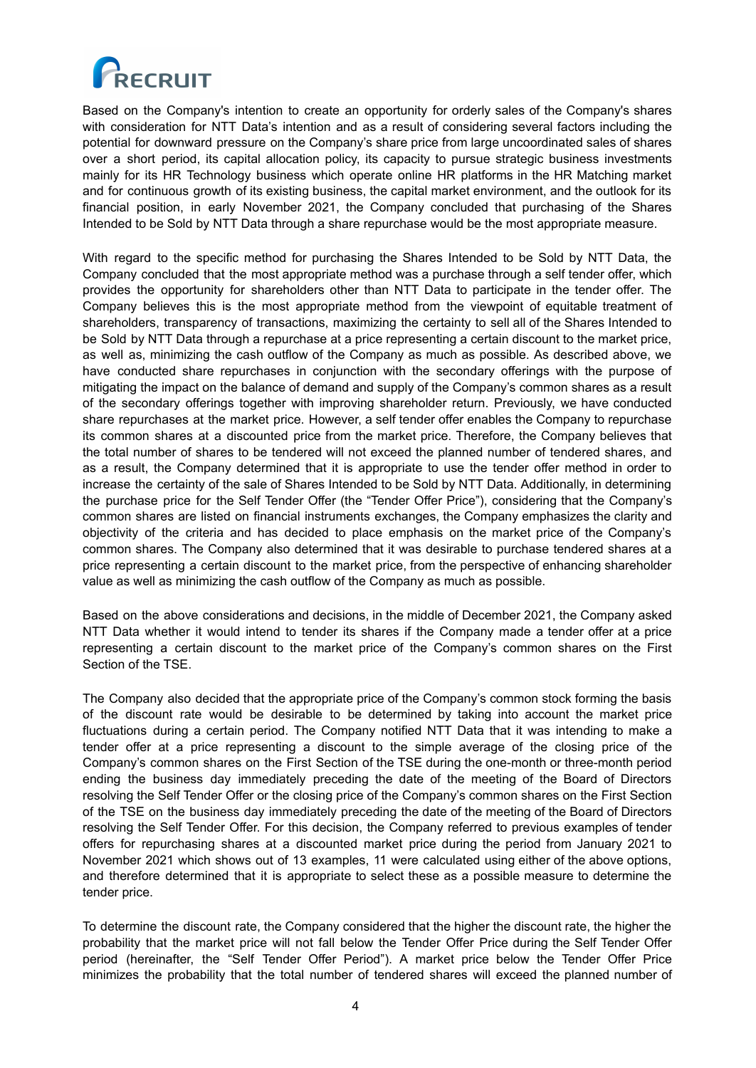Based on the Company's intention to create an opportunity for orderly sales of the Company's shares with consideration for NTT Data's intention and as a result of considering several factors including the potential for downward pressure on the Company's share price from large uncoordinated sales of shares over a short period, its capital allocation policy, its capacity to pursue strategic business investments mainly for its HR Technology business which operate online HR platforms in the HR Matching market and for continuous growth of its existing business, the capital market environment, and the outlook for its financial position, in early November 2021, the Company concluded that purchasing of the Shares Intended to be Sold by NTT Data through a share repurchase would be the most appropriate measure.

With regard to the specific method for purchasing the Shares Intended to be Sold by NTT Data, the Company concluded that the most appropriate method was a purchase through a self tender offer, which provides the opportunity for shareholders other than NTT Data to participate in the tender offer. The Company believes this is the most appropriate method from the viewpoint of equitable treatment of shareholders, transparency of transactions, maximizing the certainty to sell all of the Shares Intended to be Sold by NTT Data through a repurchase at a price representing a certain discount to the market price, as well as, minimizing the cash outflow of the Company as much as possible. As described above, we have conducted share repurchases in conjunction with the secondary offerings with the purpose of mitigating the impact on the balance of demand and supply of the Company's common shares as a result of the secondary offerings together with improving shareholder return. Previously, we have conducted share repurchases at the market price. However, a self tender offer enables the Company to repurchase its common shares at a discounted price from the market price. Therefore, the Company believes that the total number of shares to be tendered will not exceed the planned number of tendered shares, and as a result, the Company determined that it is appropriate to use the tender offer method in order to increase the certainty of the sale of Shares Intended to be Sold by NTT Data. Additionally, in determining the purchase price for the Self Tender Offer (the "Tender Offer Price"), considering that the Company's common shares are listed on financial instruments exchanges, the Company emphasizes the clarity and objectivity of the criteria and has decided to place emphasis on the market price of the Company's common shares. The Company also determined that it was desirable to purchase tendered shares at a price representing a certain discount to the market price, from the perspective of enhancing shareholder value as well as minimizing the cash outflow of the Company as much as possible.

Based on the above considerations and decisions, in the middle of December 2021, the Company asked NTT Data whether it would intend to tender its shares if the Company made a tender offer at a price representing a certain discount to the market price of the Company's common shares on the First Section of the TSE.

The Company also decided that the appropriate price of the Company's common stock forming the basis of the discount rate would be desirable to be determined by taking into account the market price fluctuations during a certain period. The Company notified NTT Data that it was intending to make a tender offer at a price representing a discount to the simple average of the closing price of the Company's common shares on the First Section of the TSE during the one-month or three-month period ending the business day immediately preceding the date of the meeting of the Board of Directors resolving the Self Tender Offer or the closing price of the Company's common shares on the First Section of the TSE on the business day immediately preceding the date of the meeting of the Board of Directors resolving the Self Tender Offer. For this decision, the Company referred to previous examples of tender offers for repurchasing shares at a discounted market price during the period from January 2021 to November 2021 which shows out of 13 examples, 11 were calculated using either of the above options, and therefore determined that it is appropriate to select these as a possible measure to determine the tender price.

To determine the discount rate, the Company considered that the higher the discount rate, the higher the probability that the market price will not fall below the Tender Offer Price during the Self Tender Offer period (hereinafter, the "Self Tender Offer Period"). A market price below the Tender Offer Price minimizes the probability that the total number of tendered shares will exceed the planned number of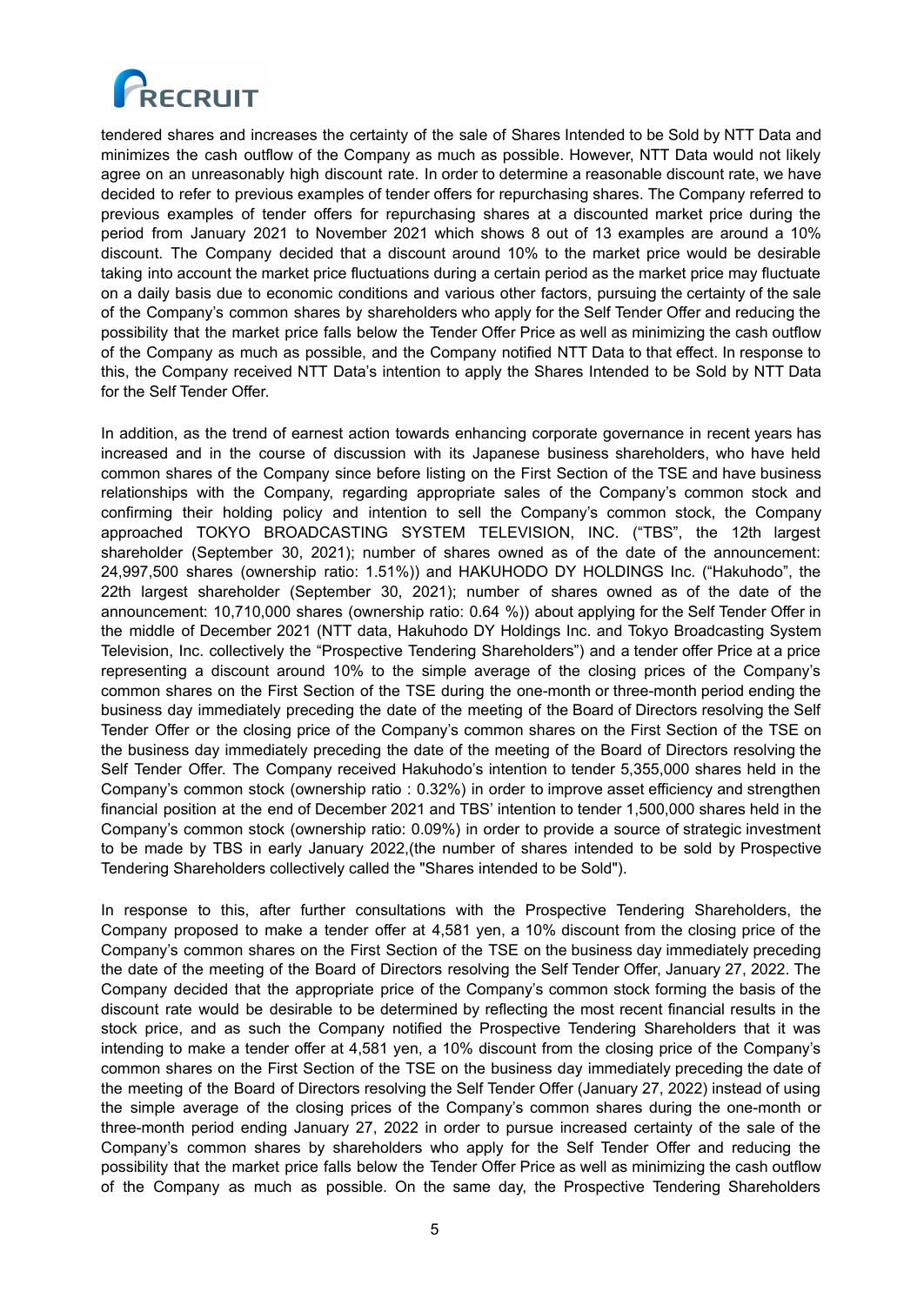tendered shares and increases the certainty of the sale of Shares Intended to be Sold by NTT Data and minimizes the cash outflow of the Company as much as possible. However, NTT Data would not likely agree on an unreasonably high discount rate. In order to determine a reasonable discount rate, we have decided to refer to previous examples of tender offers for repurchasing shares. The Company referred to previous examples of tender offers for repurchasing shares at a discounted market price during the period from January 2021 to November 2021 which shows 8 out of 13 examples are around a 10% discount. The Company decided that a discount around 10% to the market price would be desirable taking into account the market price fluctuations during a certain period as the market price may fluctuate on a daily basis due to economic conditions and various other factors, pursuing the certainty of the sale of the Company's common shares by shareholders who apply for the Self Tender Offer and reducing the possibility that the market price falls below the Tender Offer Price as well as minimizing the cash outflow of the Company as much as possible, and the Company notified NTT Data to that effect. In response to this, the Company received NTT Data's intention to apply the Shares Intended to be Sold by NTT Data for the Self Tender Offer.

In addition, as the trend of earnest action towards enhancing corporate governance in recent years has increased and in the course of discussion with its Japanese business shareholders, who have held common shares of the Company since before listing on the First Section of the TSE and have business relationships with the Company, regarding appropriate sales of the Company's common stock and confirming their holding policy and intention to sell the Company's common stock, the Company approached TOKYO BROADCASTING SYSTEM TELEVISION, INC. ("TBS", the 12th largest shareholder (September 30, 2021); number of shares owned as of the date of the announcement: 24,997,500 shares (ownership ratio: 1.51%)) and HAKUHODO DY HOLDINGS Inc. ("Hakuhodo", the 22th largest shareholder (September 30, 2021); number of shares owned as of the date of the announcement: 10,710,000 shares (ownership ratio: 0.64 %)) about applying for the Self Tender Offer in the middle of December 2021 (NTT data, Hakuhodo DY Holdings Inc. and Tokyo Broadcasting System Television, Inc. collectively the "Prospective Tendering Shareholders") and a tender offer Price at a price representing a discount around 10% to the simple average of the closing prices of the Company's common shares on the First Section of the TSE during the one-month or three-month period ending the business day immediately preceding the date of the meeting of the Board of Directors resolving the Self Tender Offer or the closing price of the Company's common shares on the First Section of the TSE on the business day immediately preceding the date of the meeting of the Board of Directors resolving the Self Tender Offer. The Company received Hakuhodo's intention to tender 5,355,000 shares held in the Company's common stock (ownership ratio : 0.32%) in order to improve asset efficiency and strengthen financial position at the end of December 2021 and TBS' intention to tender 1,500,000 shares held in the Company's common stock (ownership ratio: 0.09%) in order to provide a source of strategic investment to be made by TBS in early January 2022,(the number of shares intended to be sold by Prospective Tendering Shareholders collectively called the "Shares intended to be Sold").

In response to this, after further consultations with the Prospective Tendering Shareholders, the Company proposed to make a tender offer at 4,581 yen, a 10% discount from the closing price of the Company's common shares on the First Section of the TSE on the business day immediately preceding the date of the meeting of the Board of Directors resolving the Self Tender Offer, January 27, 2022. The Company decided that the appropriate price of the Company's common stock forming the basis of the discount rate would be desirable to be determined by reflecting the most recent financial results in the stock price, and as such the Company notified the Prospective Tendering Shareholders that it was intending to make a tender offer at 4,581 yen, a 10% discount from the closing price of the Company's common shares on the First Section of the TSE on the business day immediately preceding the date of the meeting of the Board of Directors resolving the Self Tender Offer (January 27, 2022) instead of using the simple average of the closing prices of the Company's common shares during the one-month or three-month period ending January 27, 2022 in order to pursue increased certainty of the sale of the Company's common shares by shareholders who apply for the Self Tender Offer and reducing the possibility that the market price falls below the Tender Offer Price as well as minimizing the cash outflow of the Company as much as possible. On the same day, the Prospective Tendering Shareholders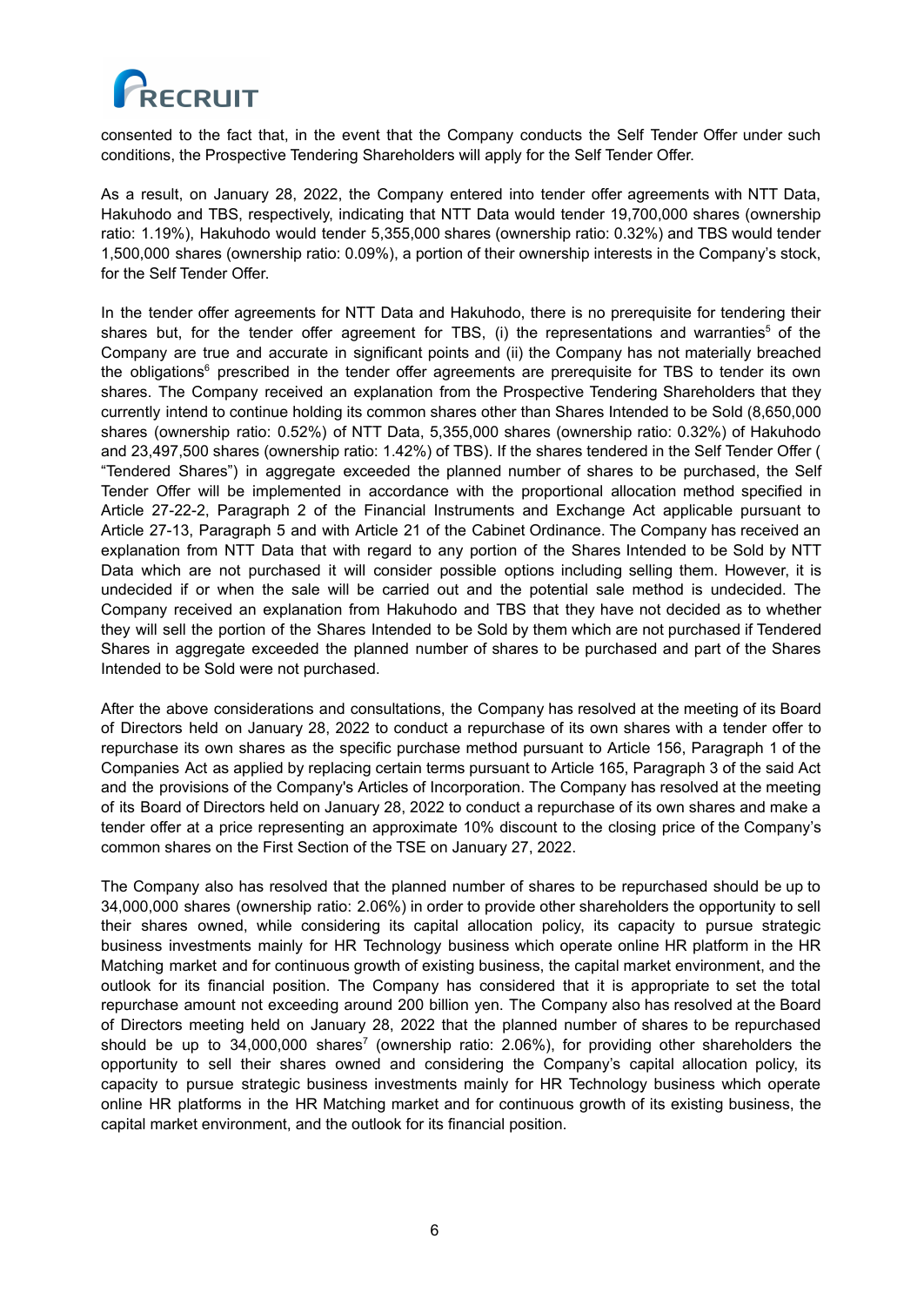consented to the fact that, in the event that the Company conducts the Self Tender Offer under such conditions, the Prospective Tendering Shareholders will apply for the Self Tender Offer.

As a result, on January 28, 2022, the Company entered into tender offer agreements with NTT Data, Hakuhodo and TBS, respectively, indicating that NTT Data would tender 19,700,000 shares (ownership ratio: 1.19%), Hakuhodo would tender 5,355,000 shares (ownership ratio: 0.32%) and TBS would tender 1,500,000 shares (ownership ratio: 0.09%), a portion of their ownership interests in the Company's stock, for the Self Tender Offer.

In the tender offer agreements for NTT Data and Hakuhodo, there is no prerequisite for tendering their shares but, for the tender offer agreement for TBS, (i) the representations and warranties[5] of the Company are true and accurate in significant points and (ii) the Company has not materially breached the obligations[6] prescribed in the tender offer agreements are prerequisite for TBS to tender its own shares. The Company received an explanation from the Prospective Tendering Shareholders that they currently intend to continue holding its common shares other than Shares Intended to be Sold (8,650,000 shares (ownership ratio: 0.52%) of NTT Data, 5,355,000 shares (ownership ratio: 0.32%) of Hakuhodo and 23,497,500 shares (ownership ratio: 1.42%) of TBS). If the shares tendered in the Self Tender Offer ( "Tendered Shares") in aggregate exceeded the planned number of shares to be purchased, the Self Tender Offer will be implemented in accordance with the proportional allocation method specified in Article 27-22-2, Paragraph 2 of the Financial Instruments and Exchange Act applicable pursuant to Article 27-13, Paragraph 5 and with Article 21 of the Cabinet Ordinance. The Company has received an explanation from NTT Data that with regard to any portion of the Shares Intended to be Sold by NTT Data which are not purchased it will consider possible options including selling them. However, it is undecided if or when the sale will be carried out and the potential sale method is undecided. The Company received an explanation from Hakuhodo and TBS that they have not decided as to whether they will sell the portion of the Shares Intended to be Sold by them which are not purchased if Tendered Shares in aggregate exceeded the planned number of shares to be purchased and part of the Shares Intended to be Sold were not purchased.

After the above considerations and consultations, the Company has resolved at the meeting of its Board of Directors held on January 28, 2022 to conduct a repurchase of its own shares with a tender offer to repurchase its own shares as the specific purchase method pursuant to Article 156, Paragraph 1 of the Companies Act as applied by replacing certain terms pursuant to Article 165, Paragraph 3 of the said Act and the provisions of the Company's Articles of Incorporation. The Company has resolved at the meeting of its Board of Directors held on January 28, 2022 to conduct a repurchase of its own shares and make a tender offer at a price representing an approximate 10% discount to the closing price of the Company's common shares on the First Section of the TSE on January 27, 2022.

The Company also has resolved that the planned number of shares to be repurchased should be up to 34,000,000 shares (ownership ratio: 2.06%) in order to provide other shareholders the opportunity to sell their shares owned, while considering its capital allocation policy, its capacity to pursue strategic business investments mainly for HR Technology business which operate online HR platform in the HR Matching market and for continuous growth of existing business, the capital market environment, and the outlook for its financial position. The Company has considered that it is appropriate to set the total repurchase amount not exceeding around 200 billion yen. The Company also has resolved at the Board of Directors meeting held on January 28, 2022 that the planned number of shares to be repurchased should be up to 34,000,000 shares[7] (ownership ratio: 2.06%), for providing other shareholders the opportunity to sell their shares owned and considering the Company's capital allocation policy, its capacity to pursue strategic business investments mainly for HR Technology business which operate online HR platforms in the HR Matching market and for continuous growth of its existing business, the capital market environment, and the outlook for its financial position.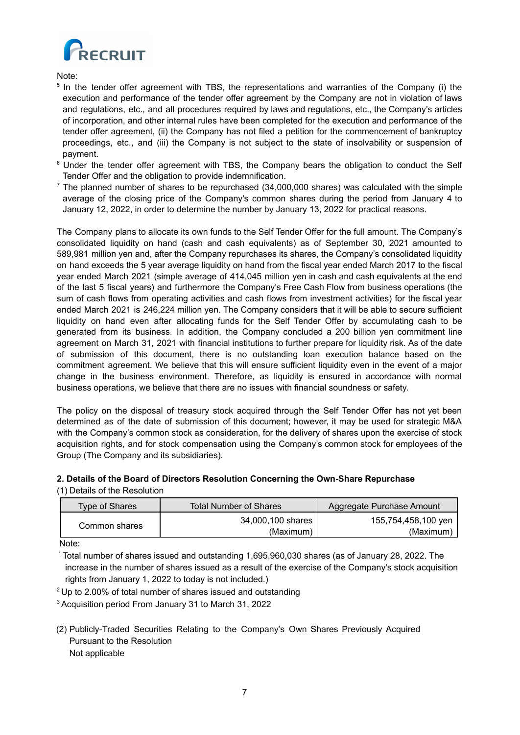Note:

[5] In the tender offer agreement with TBS, the representations and warranties of the Company (i) the execution and performance of the tender offer agreement by the Company are not in violation of laws and regulations, etc., and all procedures required by laws and regulations, etc., the Company's articles of incorporation, and other internal rules have been completed for the execution and performance of the tender offer agreement, (ii) the Company has not filed a petition for the commencement of bankruptcy proceedings, etc., and (iii) the Company is not subject to the state of insolvability or suspension of payment.

[6] Under the tender offer agreement with TBS, the Company bears the obligation to conduct the Self Tender Offer and the obligation to provide indemnification.

[7] The planned number of shares to be repurchased (34,000,000 shares) was calculated with the simple average of the closing price of the Company's common shares during the period from January 4 to January 12, 2022, in order to determine the number by January 13, 2022 for practical reasons.

The Company plans to allocate its own funds to the Self Tender Offer for the full amount. The Company's consolidated liquidity on hand (cash and cash equivalents) as of September 30, 2021 amounted to 589,981 million yen and, after the Company repurchases its shares, the Company's consolidated liquidity on hand exceeds the 5 year average liquidity on hand from the fiscal year ended March 2017 to the fiscal year ended March 2021 (simple average of 414,045 million yen in cash and cash equivalents at the end of the last 5 fiscal years) and furthermore the Company's Free Cash Flow from business operations (the sum of cash flows from operating activities and cash flows from investment activities) for the fiscal year ended March 2021 is 246,224 million yen. The Company considers that it will be able to secure sufficient liquidity on hand even after allocating funds for the Self Tender Offer by accumulating cash to be generated from its business. In addition, the Company concluded a 200 billion yen commitment line agreement on March 31, 2021 with financial institutions to further prepare for liquidity risk. As of the date of submission of this document, there is no outstanding loan execution balance based on the commitment agreement. We believe that this will ensure sufficient liquidity even in the event of a major change in the business environment. Therefore, as liquidity is ensured in accordance with normal business operations, we believe that there are no issues with financial soundness or safety.

The policy on the disposal of treasury stock acquired through the Self Tender Offer has not yet been determined as of the date of submission of this document; however, it may be used for strategic M&A with the Company's common stock as consideration, for the delivery of shares upon the exercise of stock acquisition rights, and for stock compensation using the Company's common stock for employees of the Group (The Company and its subsidiaries).

**2. Details of the Board of Directors Resolution Concerning the Own-Share Repurchase**

(1) Details of the Resolution

| Type of Shares | Total Number of Shares | Aggregate Purchase Amount |
|---|---|---|
| Common shares | 34,000,100 shares (Maximum) | 155,754,458,100 yen (Maximum) |

Note:

[1] Total number of shares issued and outstanding 1,695,960,030 shares (as of January 28, 2022. The increase in the number of shares issued as a result of the exercise of the Company's stock acquisition rights from January 1, 2022 to today is not included.)

[2] Up to 2.00% of total number of shares issued and outstanding

[3] Acquisition period From January 31 to March 31, 2022

(2) Publicly-Traded Securities Relating to the Company's Own Shares Previously Acquired Pursuant to the Resolution

Not applicable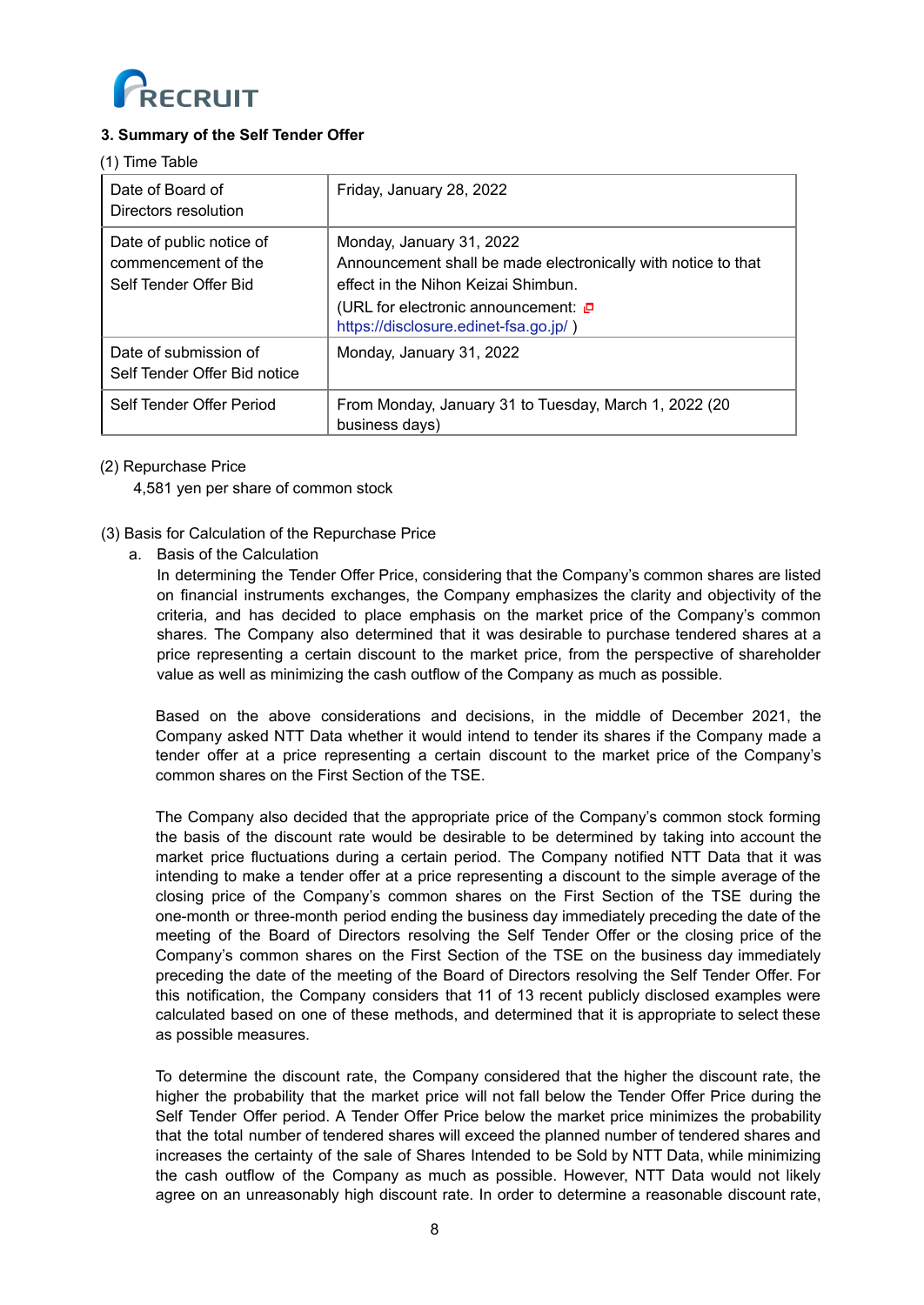### 3. Summary of the Self Tender Offer

(1) Time Table

| Date of Board of Directors resolution | Friday, January 28, 2022 |
|---|---|
| Date of public notice of commencement of the Self Tender Offer Bid | Monday, January 31, 2022<br>Announcement shall be made electronically with notice to that effect in the Nihon Keizai Shimbun.<br>(URL for electronic announcement: https://disclosure.edinet-fsa.go.jp/ ) |
| Date of submission of Self Tender Offer Bid notice | Monday, January 31, 2022 |
| Self Tender Offer Period | From Monday, January 31 to Tuesday, March 1, 2022 (20 business days) |

(2) Repurchase Price

4,581 yen per share of common stock

(3) Basis for Calculation of the Repurchase Price

a. Basis of the Calculation

In determining the Tender Offer Price, considering that the Company's common shares are listed on financial instruments exchanges, the Company emphasizes the clarity and objectivity of the criteria, and has decided to place emphasis on the market price of the Company's common shares. The Company also determined that it was desirable to purchase tendered shares at a price representing a certain discount to the market price, from the perspective of shareholder value as well as minimizing the cash outflow of the Company as much as possible.

Based on the above considerations and decisions, in the middle of December 2021, the Company asked NTT Data whether it would intend to tender its shares if the Company made a tender offer at a price representing a certain discount to the market price of the Company's common shares on the First Section of the TSE.

The Company also decided that the appropriate price of the Company's common stock forming the basis of the discount rate would be desirable to be determined by taking into account the market price fluctuations during a certain period. The Company notified NTT Data that it was intending to make a tender offer at a price representing a discount to the simple average of the closing price of the Company's common shares on the First Section of the TSE during the one-month or three-month period ending the business day immediately preceding the date of the meeting of the Board of Directors resolving the Self Tender Offer or the closing price of the Company's common shares on the First Section of the TSE on the business day immediately preceding the date of the meeting of the Board of Directors resolving the Self Tender Offer. For this notification, the Company considers that 11 of 13 recent publicly disclosed examples were calculated based on one of these methods, and determined that it is appropriate to select these as possible measures.

To determine the discount rate, the Company considered that the higher the discount rate, the higher the probability that the market price will not fall below the Tender Offer Price during the Self Tender Offer period. A Tender Offer Price below the market price minimizes the probability that the total number of tendered shares will exceed the planned number of tendered shares and increases the certainty of the sale of Shares Intended to be Sold by NTT Data, while minimizing the cash outflow of the Company as much as possible. However, NTT Data would not likely agree on an unreasonably high discount rate. In order to determine a reasonable discount rate,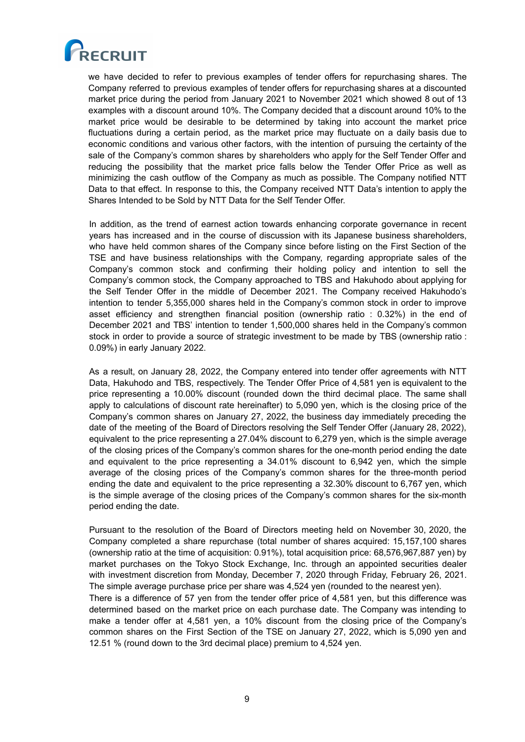we have decided to refer to previous examples of tender offers for repurchasing shares. The Company referred to previous examples of tender offers for repurchasing shares at a discounted market price during the period from January 2021 to November 2021 which showed 8 out of 13 examples with a discount around 10%. The Company decided that a discount around 10% to the market price would be desirable to be determined by taking into account the market price fluctuations during a certain period, as the market price may fluctuate on a daily basis due to economic conditions and various other factors, with the intention of pursuing the certainty of the sale of the Company's common shares by shareholders who apply for the Self Tender Offer and reducing the possibility that the market price falls below the Tender Offer Price as well as minimizing the cash outflow of the Company as much as possible. The Company notified NTT Data to that effect. In response to this, the Company received NTT Data's intention to apply the Shares Intended to be Sold by NTT Data for the Self Tender Offer.

In addition, as the trend of earnest action towards enhancing corporate governance in recent years has increased and in the course of discussion with its Japanese business shareholders, who have held common shares of the Company since before listing on the First Section of the TSE and have business relationships with the Company, regarding appropriate sales of the Company's common stock and confirming their holding policy and intention to sell the Company's common stock, the Company approached to TBS and Hakuhodo about applying for the Self Tender Offer in the middle of December 2021. The Company received Hakuhodo's intention to tender 5,355,000 shares held in the Company's common stock in order to improve asset efficiency and strengthen financial position (ownership ratio : 0.32%) in the end of December 2021 and TBS' intention to tender 1,500,000 shares held in the Company's common stock in order to provide a source of strategic investment to be made by TBS (ownership ratio : 0.09%) in early January 2022.

As a result, on January 28, 2022, the Company entered into tender offer agreements with NTT Data, Hakuhodo and TBS, respectively. The Tender Offer Price of 4,581 yen is equivalent to the price representing a 10.00% discount (rounded down the third decimal place. The same shall apply to calculations of discount rate hereinafter) to 5,090 yen, which is the closing price of the Company's common shares on January 27, 2022, the business day immediately preceding the date of the meeting of the Board of Directors resolving the Self Tender Offer (January 28, 2022), equivalent to the price representing a 27.04% discount to 6,279 yen, which is the simple average of the closing prices of the Company's common shares for the one-month period ending the date and equivalent to the price representing a 34.01% discount to 6,942 yen, which the simple average of the closing prices of the Company's common shares for the three-month period ending the date and equivalent to the price representing a 32.30% discount to 6,767 yen, which is the simple average of the closing prices of the Company's common shares for the six-month period ending the date.

Pursuant to the resolution of the Board of Directors meeting held on November 30, 2020, the Company completed a share repurchase (total number of shares acquired: 15,157,100 shares (ownership ratio at the time of acquisition: 0.91%), total acquisition price: 68,576,967,887 yen) by market purchases on the Tokyo Stock Exchange, Inc. through an appointed securities dealer with investment discretion from Monday, December 7, 2020 through Friday, February 26, 2021. The simple average purchase price per share was 4,524 yen (rounded to the nearest yen).
There is a difference of 57 yen from the tender offer price of 4,581 yen, but this difference was determined based on the market price on each purchase date. The Company was intending to make a tender offer at 4,581 yen, a 10% discount from the closing price of the Company's common shares on the First Section of the TSE on January 27, 2022, which is 5,090 yen and 12.51 % (round down to the 3rd decimal place) premium to 4,524 yen.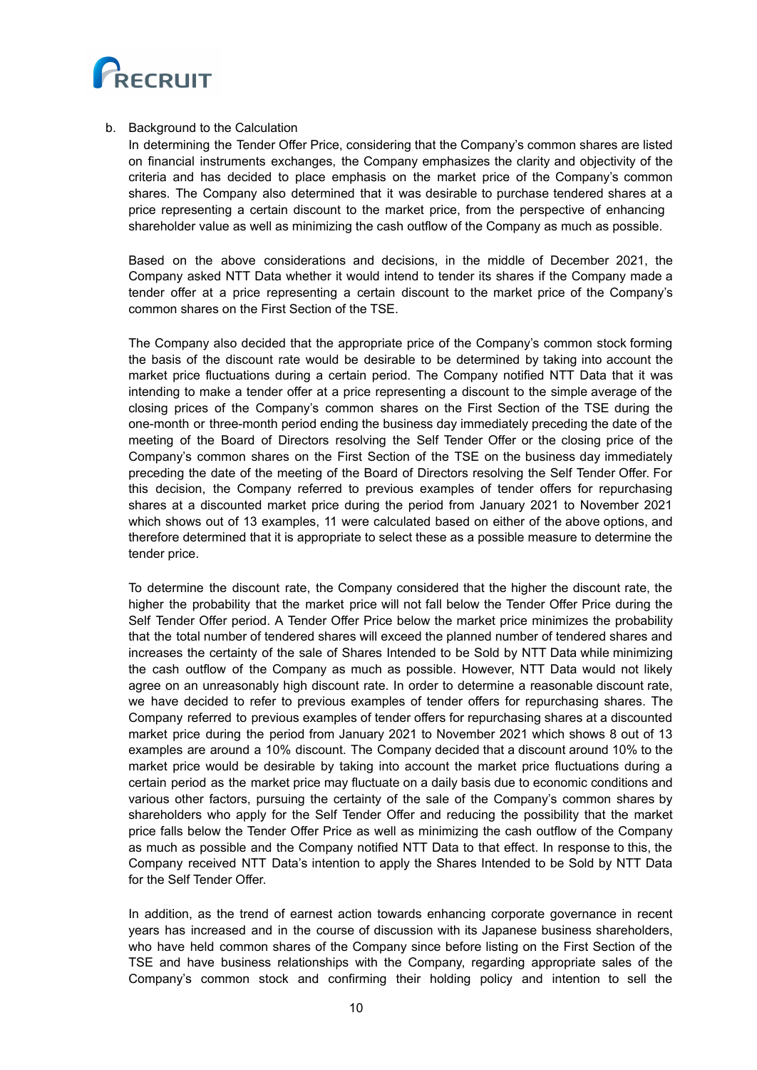b. Background to the Calculation

In determining the Tender Offer Price, considering that the Company's common shares are listed on financial instruments exchanges, the Company emphasizes the clarity and objectivity of the criteria and has decided to place emphasis on the market price of the Company's common shares. The Company also determined that it was desirable to purchase tendered shares at a price representing a certain discount to the market price, from the perspective of enhancing shareholder value as well as minimizing the cash outflow of the Company as much as possible.

Based on the above considerations and decisions, in the middle of December 2021, the Company asked NTT Data whether it would intend to tender its shares if the Company made a tender offer at a price representing a certain discount to the market price of the Company's common shares on the First Section of the TSE.

The Company also decided that the appropriate price of the Company's common stock forming the basis of the discount rate would be desirable to be determined by taking into account the market price fluctuations during a certain period. The Company notified NTT Data that it was intending to make a tender offer at a price representing a discount to the simple average of the closing prices of the Company's common shares on the First Section of the TSE during the one-month or three-month period ending the business day immediately preceding the date of the meeting of the Board of Directors resolving the Self Tender Offer or the closing price of the Company's common shares on the First Section of the TSE on the business day immediately preceding the date of the meeting of the Board of Directors resolving the Self Tender Offer. For this decision, the Company referred to previous examples of tender offers for repurchasing shares at a discounted market price during the period from January 2021 to November 2021 which shows out of 13 examples, 11 were calculated based on either of the above options, and therefore determined that it is appropriate to select these as a possible measure to determine the tender price.

To determine the discount rate, the Company considered that the higher the discount rate, the higher the probability that the market price will not fall below the Tender Offer Price during the Self Tender Offer period. A Tender Offer Price below the market price minimizes the probability that the total number of tendered shares will exceed the planned number of tendered shares and increases the certainty of the sale of Shares Intended to be Sold by NTT Data while minimizing the cash outflow of the Company as much as possible. However, NTT Data would not likely agree on an unreasonably high discount rate. In order to determine a reasonable discount rate, we have decided to refer to previous examples of tender offers for repurchasing shares. The Company referred to previous examples of tender offers for repurchasing shares at a discounted market price during the period from January 2021 to November 2021 which shows 8 out of 13 examples are around a 10% discount. The Company decided that a discount around 10% to the market price would be desirable by taking into account the market price fluctuations during a certain period as the market price may fluctuate on a daily basis due to economic conditions and various other factors, pursuing the certainty of the sale of the Company's common shares by shareholders who apply for the Self Tender Offer and reducing the possibility that the market price falls below the Tender Offer Price as well as minimizing the cash outflow of the Company as much as possible and the Company notified NTT Data to that effect. In response to this, the Company received NTT Data's intention to apply the Shares Intended to be Sold by NTT Data for the Self Tender Offer.

In addition, as the trend of earnest action towards enhancing corporate governance in recent years has increased and in the course of discussion with its Japanese business shareholders, who have held common shares of the Company since before listing on the First Section of the TSE and have business relationships with the Company, regarding appropriate sales of the Company's common stock and confirming their holding policy and intention to sell the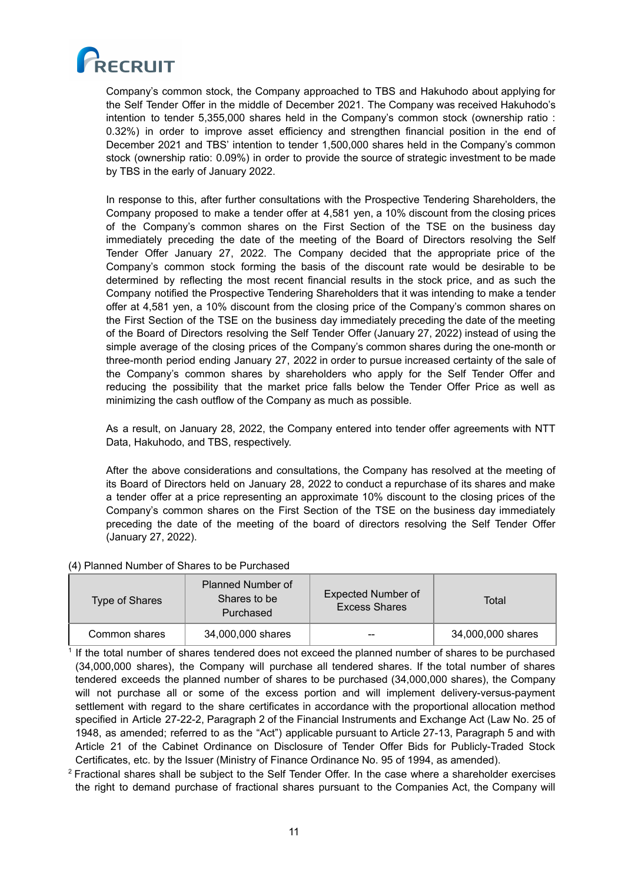Company's common stock, the Company approached to TBS and Hakuhodo about applying for the Self Tender Offer in the middle of December 2021. The Company was received Hakuhodo's intention to tender 5,355,000 shares held in the Company's common stock (ownership ratio : 0.32%) in order to improve asset efficiency and strengthen financial position in the end of December 2021 and TBS' intention to tender 1,500,000 shares held in the Company's common stock (ownership ratio: 0.09%) in order to provide the source of strategic investment to be made by TBS in the early of January 2022.

In response to this, after further consultations with the Prospective Tendering Shareholders, the Company proposed to make a tender offer at 4,581 yen, a 10% discount from the closing prices of the Company's common shares on the First Section of the TSE on the business day immediately preceding the date of the meeting of the Board of Directors resolving the Self Tender Offer January 27, 2022. The Company decided that the appropriate price of the Company's common stock forming the basis of the discount rate would be desirable to be determined by reflecting the most recent financial results in the stock price, and as such the Company notified the Prospective Tendering Shareholders that it was intending to make a tender offer at 4,581 yen, a 10% discount from the closing price of the Company's common shares on the First Section of the TSE on the business day immediately preceding the date of the meeting of the Board of Directors resolving the Self Tender Offer (January 27, 2022) instead of using the simple average of the closing prices of the Company's common shares during the one-month or three-month period ending January 27, 2022 in order to pursue increased certainty of the sale of the Company's common shares by shareholders who apply for the Self Tender Offer and reducing the possibility that the market price falls below the Tender Offer Price as well as minimizing the cash outflow of the Company as much as possible.

As a result, on January 28, 2022, the Company entered into tender offer agreements with NTT Data, Hakuhodo, and TBS, respectively.

After the above considerations and consultations, the Company has resolved at the meeting of its Board of Directors held on January 28, 2022 to conduct a repurchase of its shares and make a tender offer at a price representing an approximate 10% discount to the closing prices of the Company's common shares on the First Section of the TSE on the business day immediately preceding the date of the meeting of the board of directors resolving the Self Tender Offer (January 27, 2022).

(4) Planned Number of Shares to be Purchased

| Type of Shares | Planned Number of Shares to be Purchased | Expected Number of Excess Shares | Total |
|---|---|---|---|
| Common shares | 34,000,000 shares | -- | 34,000,000 shares |

[1] If the total number of shares tendered does not exceed the planned number of shares to be purchased (34,000,000 shares), the Company will purchase all tendered shares. If the total number of shares tendered exceeds the planned number of shares to be purchased (34,000,000 shares), the Company will not purchase all or some of the excess portion and will implement delivery-versus-payment settlement with regard to the share certificates in accordance with the proportional allocation method specified in Article 27-22-2, Paragraph 2 of the Financial Instruments and Exchange Act (Law No. 25 of 1948, as amended; referred to as the "Act") applicable pursuant to Article 27-13, Paragraph 5 and with Article 21 of the Cabinet Ordinance on Disclosure of Tender Offer Bids for Publicly-Traded Stock Certificates, etc. by the Issuer (Ministry of Finance Ordinance No. 95 of 1994, as amended).

[2] Fractional shares shall be subject to the Self Tender Offer. In the case where a shareholder exercises the right to demand purchase of fractional shares pursuant to the Companies Act, the Company will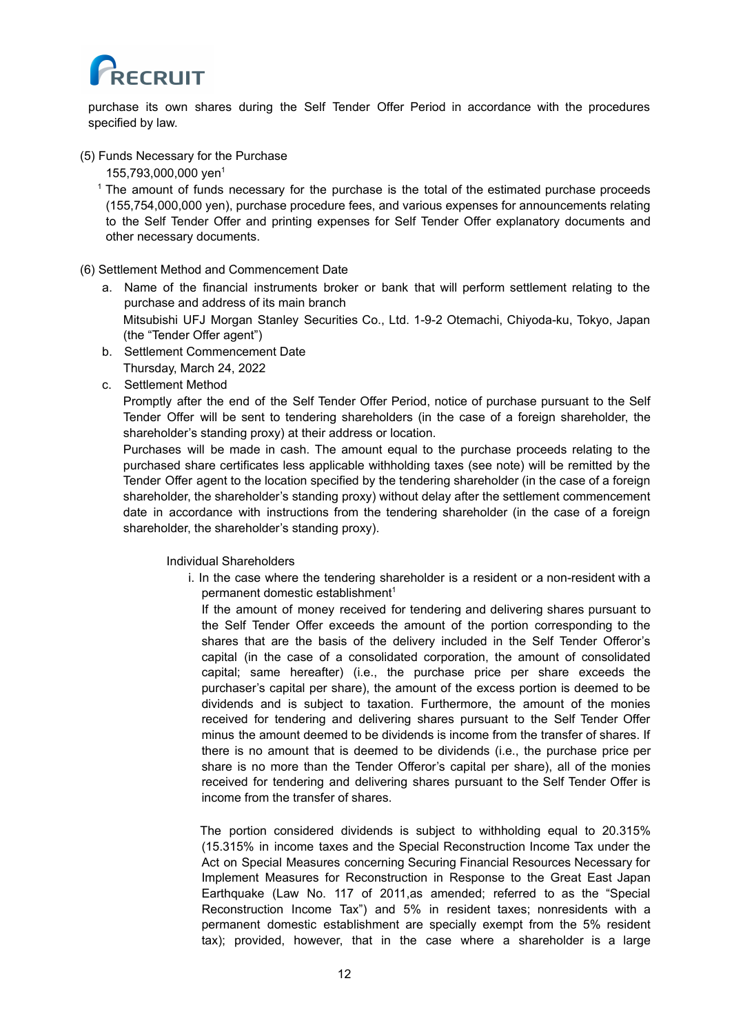purchase its own shares during the Self Tender Offer Period in accordance with the procedures specified by law.

(5) Funds Necessary for the Purchase

155,793,000,000 yen[1]

[1] The amount of funds necessary for the purchase is the total of the estimated purchase proceeds (155,754,000,000 yen), purchase procedure fees, and various expenses for announcements relating to the Self Tender Offer and printing expenses for Self Tender Offer explanatory documents and other necessary documents.

(6) Settlement Method and Commencement Date

a. Name of the financial instruments broker or bank that will perform settlement relating to the purchase and address of its main branch

   Mitsubishi UFJ Morgan Stanley Securities Co., Ltd. 1-9-2 Otemachi, Chiyoda-ku, Tokyo, Japan (the "Tender Offer agent")

b. Settlement Commencement Date

   Thursday, March 24, 2022

c. Settlement Method

   Promptly after the end of the Self Tender Offer Period, notice of purchase pursuant to the Self Tender Offer will be sent to tendering shareholders (in the case of a foreign shareholder, the shareholder's standing proxy) at their address or location.

   Purchases will be made in cash. The amount equal to the purchase proceeds relating to the purchased share certificates less applicable withholding taxes (see note) will be remitted by the Tender Offer agent to the location specified by the tendering shareholder (in the case of a foreign shareholder, the shareholder's standing proxy) without delay after the settlement commencement date in accordance with instructions from the tendering shareholder (in the case of a foreign shareholder, the shareholder's standing proxy).

Individual Shareholders

i. In the case where the tendering shareholder is a resident or a non-resident with a permanent domestic establishment[1]

   If the amount of money received for tendering and delivering shares pursuant to the Self Tender Offer exceeds the amount of the portion corresponding to the shares that are the basis of the delivery included in the Self Tender Offeror's capital (in the case of a consolidated corporation, the amount of consolidated capital; same hereafter) (i.e., the purchase price per share exceeds the purchaser's capital per share), the amount of the excess portion is deemed to be dividends and is subject to taxation. Furthermore, the amount of the monies received for tendering and delivering shares pursuant to the Self Tender Offer minus the amount deemed to be dividends is income from the transfer of shares. If there is no amount that is deemed to be dividends (i.e., the purchase price per share is no more than the Tender Offeror's capital per share), all of the monies received for tendering and delivering shares pursuant to the Self Tender Offer is income from the transfer of shares.

   The portion considered dividends is subject to withholding equal to 20.315% (15.315% in income taxes and the Special Reconstruction Income Tax under the Act on Special Measures concerning Securing Financial Resources Necessary for Implement Measures for Reconstruction in Response to the Great East Japan Earthquake (Law No. 117 of 2011,as amended; referred to as the "Special Reconstruction Income Tax") and 5% in resident taxes; nonresidents with a permanent domestic establishment are specially exempt from the 5% resident tax); provided, however, that in the case where a shareholder is a large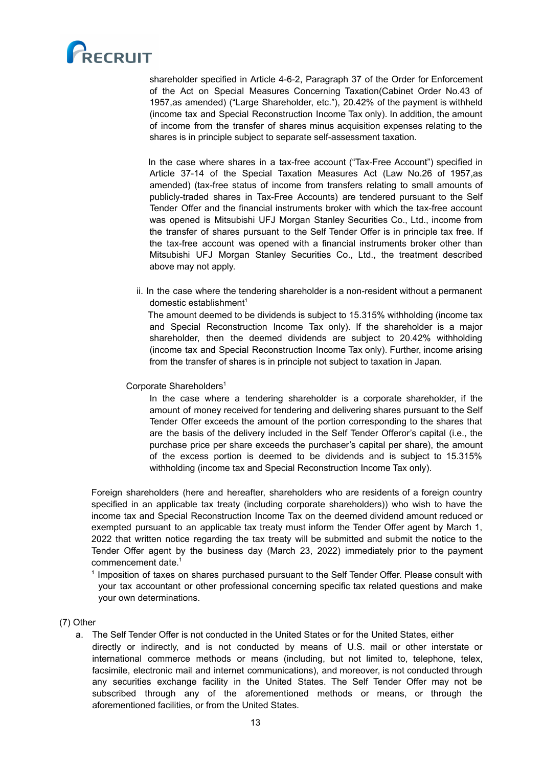shareholder specified in Article 4-6-2, Paragraph 37 of the Order for Enforcement of the Act on Special Measures Concerning Taxation(Cabinet Order No.43 of 1957,as amended) ("Large Shareholder, etc."), 20.42% of the payment is withheld (income tax and Special Reconstruction Income Tax only). In addition, the amount of income from the transfer of shares minus acquisition expenses relating to the shares is in principle subject to separate self-assessment taxation.

In the case where shares in a tax-free account ("Tax-Free Account") specified in Article 37-14 of the Special Taxation Measures Act (Law No.26 of 1957,as amended) (tax-free status of income from transfers relating to small amounts of publicly-traded shares in Tax-Free Accounts) are tendered pursuant to the Self Tender Offer and the financial instruments broker with which the tax-free account was opened is Mitsubishi UFJ Morgan Stanley Securities Co., Ltd., income from the transfer of shares pursuant to the Self Tender Offer is in principle tax free. If the tax-free account was opened with a financial instruments broker other than Mitsubishi UFJ Morgan Stanley Securities Co., Ltd., the treatment described above may not apply.

ii. In the case where the tendering shareholder is a non-resident without a permanent domestic establishment[1]

The amount deemed to be dividends is subject to 15.315% withholding (income tax and Special Reconstruction Income Tax only). If the shareholder is a major shareholder, then the deemed dividends are subject to 20.42% withholding (income tax and Special Reconstruction Income Tax only). Further, income arising from the transfer of shares is in principle not subject to taxation in Japan.

Corporate Shareholders[1]

In the case where a tendering shareholder is a corporate shareholder, if the amount of money received for tendering and delivering shares pursuant to the Self Tender Offer exceeds the amount of the portion corresponding to the shares that are the basis of the delivery included in the Self Tender Offeror's capital (i.e., the purchase price per share exceeds the purchaser's capital per share), the amount of the excess portion is deemed to be dividends and is subject to 15.315% withholding (income tax and Special Reconstruction Income Tax only).

Foreign shareholders (here and hereafter, shareholders who are residents of a foreign country specified in an applicable tax treaty (including corporate shareholders)) who wish to have the income tax and Special Reconstruction Income Tax on the deemed dividend amount reduced or exempted pursuant to an applicable tax treaty must inform the Tender Offer agent by March 1, 2022 that written notice regarding the tax treaty will be submitted and submit the notice to the Tender Offer agent by the business day (March 23, 2022) immediately prior to the payment commencement date.[1]

[1] Imposition of taxes on shares purchased pursuant to the Self Tender Offer. Please consult with your tax accountant or other professional concerning specific tax related questions and make your own determinations.

(7) Other

a. The Self Tender Offer is not conducted in the United States or for the United States, either directly or indirectly, and is not conducted by means of U.S. mail or other interstate or international commerce methods or means (including, but not limited to, telephone, telex, facsimile, electronic mail and internet communications), and moreover, is not conducted through any securities exchange facility in the United States. The Self Tender Offer may not be subscribed through any of the aforementioned methods or means, or through the aforementioned facilities, or from the United States.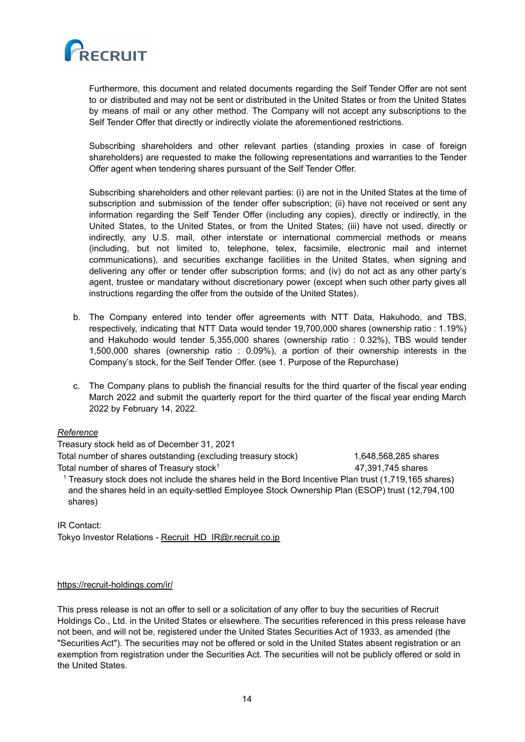Furthermore, this document and related documents regarding the Self Tender Offer are not sent to or distributed and may not be sent or distributed in the United States or from the United States by means of mail or any other method. The Company will not accept any subscriptions to the Self Tender Offer that directly or indirectly violate the aforementioned restrictions.

Subscribing shareholders and other relevant parties (standing proxies in case of foreign shareholders) are requested to make the following representations and warranties to the Tender Offer agent when tendering shares pursuant of the Self Tender Offer.

Subscribing shareholders and other relevant parties: (i) are not in the United States at the time of subscription and submission of the tender offer subscription; (ii) have not received or sent any information regarding the Self Tender Offer (including any copies), directly or indirectly, in the United States, to the United States, or from the United States; (iii) have not used, directly or indirectly, any U.S. mail, other interstate or international commercial methods or means (including, but not limited to, telephone, telex, facsimile, electronic mail and internet communications), and securities exchange facilities in the United States, when signing and delivering any offer or tender offer subscription forms; and (iv) do not act as any other party's agent, trustee or mandatary without discretionary power (except when such other party gives all instructions regarding the offer from the outside of the United States).

b. The Company entered into tender offer agreements with NTT Data, Hakuhodo, and TBS, respectively, indicating that NTT Data would tender 19,700,000 shares (ownership ratio : 1.19%) and Hakuhodo would tender 5,355,000 shares (ownership ratio : 0.32%), TBS would tender 1,500,000 shares (ownership ratio : 0.09%), a portion of their ownership interests in the Company's stock, for the Self Tender Offer. (see 1. Purpose of the Repurchase)

c. The Company plans to publish the financial results for the third quarter of the fiscal year ending March 2022 and submit the quarterly report for the third quarter of the fiscal year ending March 2022 by February 14, 2022.

*Reference*

Treasury stock held as of December 31, 2021

| | |
|---|---|
| Total number of shares outstanding (excluding treasury stock) | 1,648,568,285 shares |
| Total number of shares of Treasury stock[1] | 47,391,745 shares |

[1] Treasury stock does not include the shares held in the Bord Incentive Plan trust (1,719,165 shares) and the shares held in an equity-settled Employee Stock Ownership Plan (ESOP) trust (12,794,100 shares)

IR Contact:
Tokyo Investor Relations - Recruit_HD_IR@r.recruit.co.jp

https://recruit-holdings.com/ir/

This press release is not an offer to sell or a solicitation of any offer to buy the securities of Recruit Holdings Co., Ltd. in the United States or elsewhere. The securities referenced in this press release have not been, and will not be, registered under the United States Securities Act of 1933, as amended (the "Securities Act"). The securities may not be offered or sold in the United States absent registration or an exemption from registration under the Securities Act. The securities will not be publicly offered or sold in the United States.